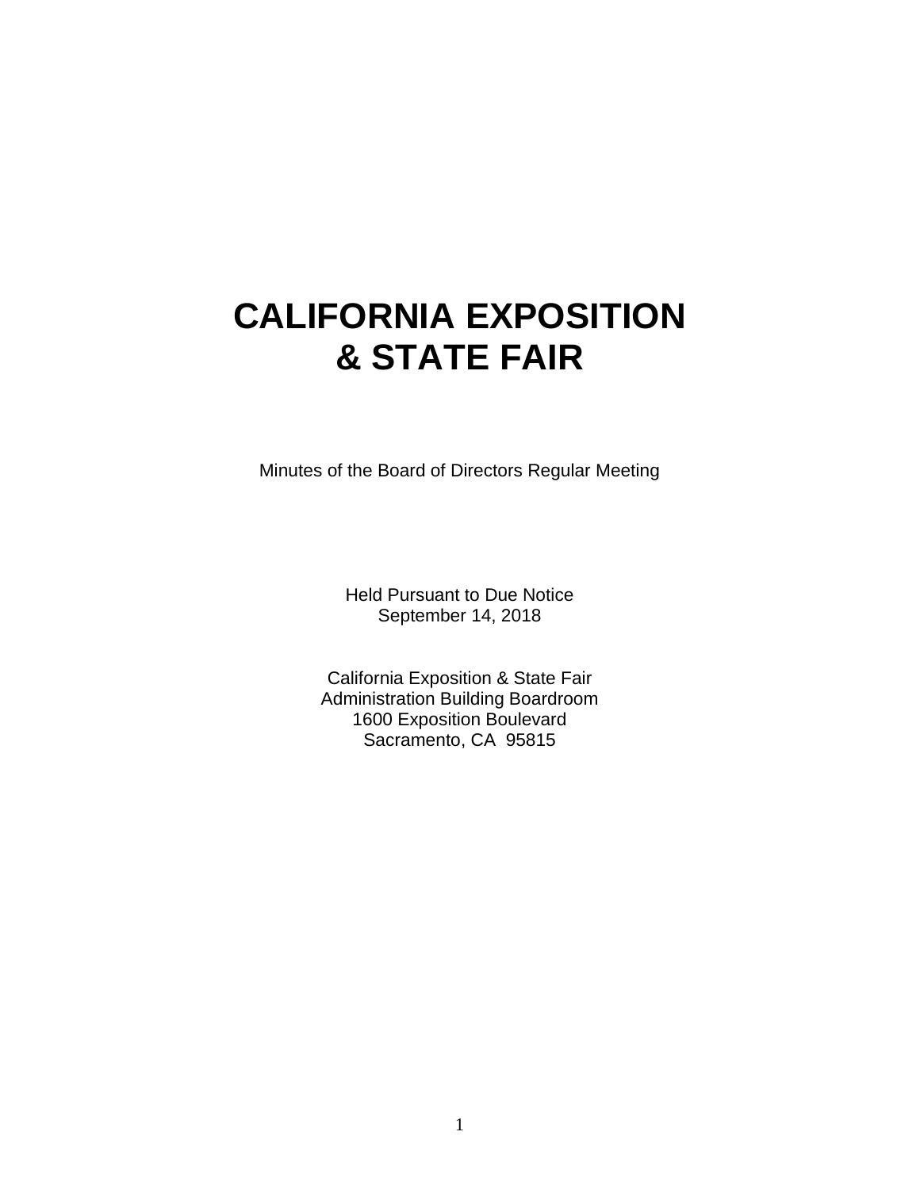# CALIFORNIA EXPOSITION & STATE FAIR

Minutes of the Board of Directors Regular Meeting

Held Pursuant to Due Notice
September 14, 2018

California Exposition & State Fair
Administration Building Boardroom
1600 Exposition Boulevard
Sacramento, CA 95815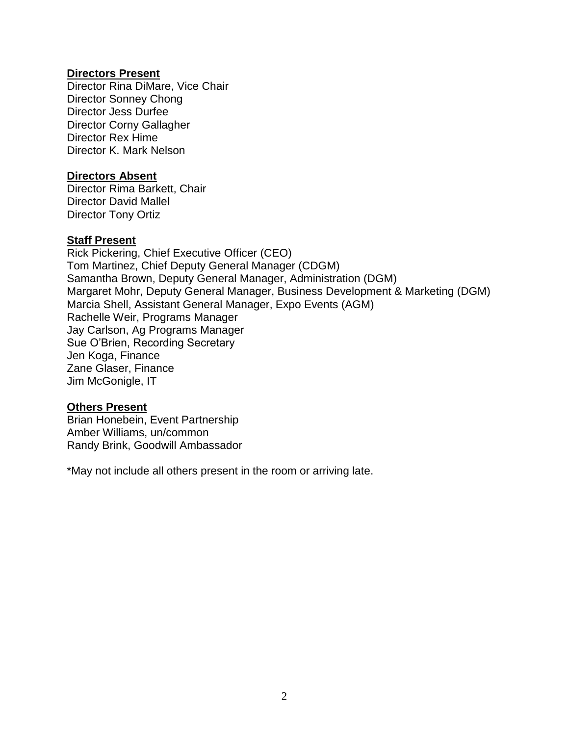**Directors Present**

Director Rina DiMare, Vice Chair
Director Sonney Chong
Director Jess Durfee
Director Corny Gallagher
Director Rex Hime
Director K. Mark Nelson

**Directors Absent**

Director Rima Barkett, Chair
Director David Mallel
Director Tony Ortiz

**Staff Present**

Rick Pickering, Chief Executive Officer (CEO)
Tom Martinez, Chief Deputy General Manager (CDGM)
Samantha Brown, Deputy General Manager, Administration (DGM)
Margaret Mohr, Deputy General Manager, Business Development & Marketing (DGM)
Marcia Shell, Assistant General Manager, Expo Events (AGM)
Rachelle Weir, Programs Manager
Jay Carlson, Ag Programs Manager
Sue O'Brien, Recording Secretary
Jen Koga, Finance
Zane Glaser, Finance
Jim McGonigle, IT

**Others Present**

Brian Honebein, Event Partnership
Amber Williams, un/common
Randy Brink, Goodwill Ambassador

*May not include all others present in the room or arriving late.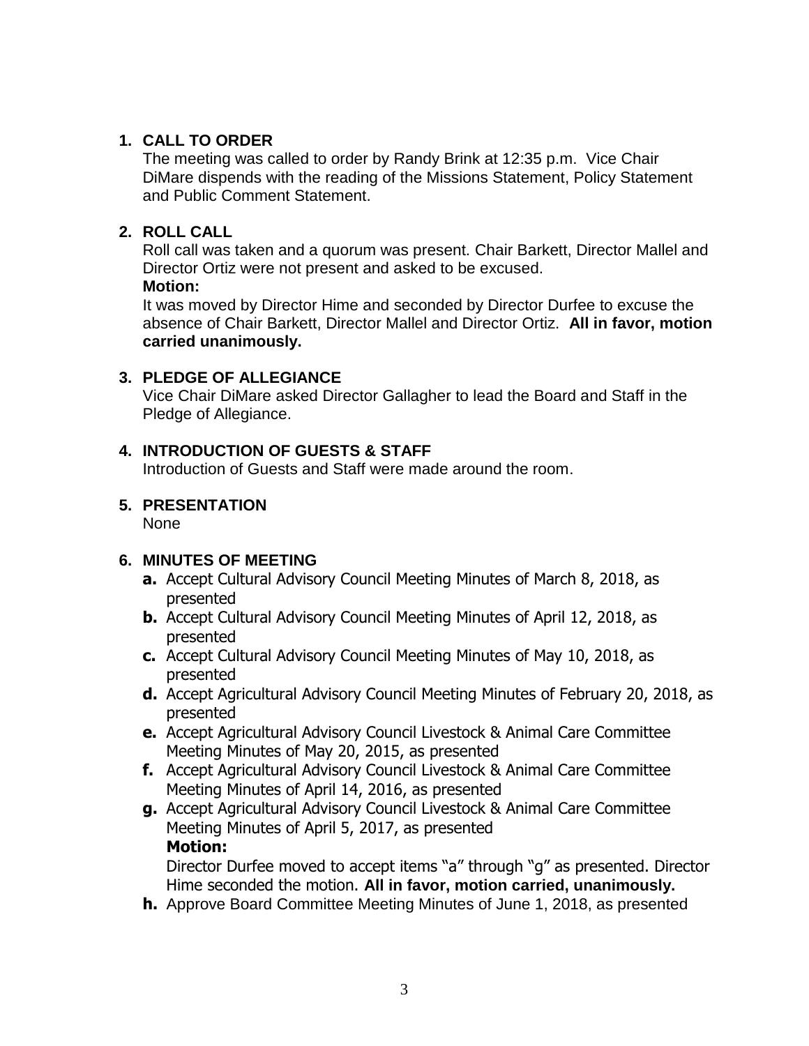1. **CALL TO ORDER**
   The meeting was called to order by Randy Brink at 12:35 p.m. Vice Chair DiMare dispends with the reading of the Missions Statement, Policy Statement and Public Comment Statement.

2. **ROLL CALL**
   Roll call was taken and a quorum was present. Chair Barkett, Director Mallel and Director Ortiz were not present and asked to be excused.
   **Motion:**
   It was moved by Director Hime and seconded by Director Durfee to excuse the absence of Chair Barkett, Director Mallel and Director Ortiz. **All in favor, motion carried unanimously.**

3. **PLEDGE OF ALLEGIANCE**
   Vice Chair DiMare asked Director Gallagher to lead the Board and Staff in the Pledge of Allegiance.

4. **INTRODUCTION OF GUESTS & STAFF**
   Introduction of Guests and Staff were made around the room.

5. **PRESENTATION**
   None

6. **MINUTES OF MEETING**
   - **a.** Accept Cultural Advisory Council Meeting Minutes of March 8, 2018, as presented
   - **b.** Accept Cultural Advisory Council Meeting Minutes of April 12, 2018, as presented
   - **c.** Accept Cultural Advisory Council Meeting Minutes of May 10, 2018, as presented
   - **d.** Accept Agricultural Advisory Council Meeting Minutes of February 20, 2018, as presented
   - **e.** Accept Agricultural Advisory Council Livestock & Animal Care Committee Meeting Minutes of May 20, 2015, as presented
   - **f.** Accept Agricultural Advisory Council Livestock & Animal Care Committee Meeting Minutes of April 14, 2016, as presented
   - **g.** Accept Agricultural Advisory Council Livestock & Animal Care Committee Meeting Minutes of April 5, 2017, as presented
     **Motion:**
     Director Durfee moved to accept items "a" through "g" as presented. Director Hime seconded the motion. **All in favor, motion carried, unanimously.**
   - **h.** Approve Board Committee Meeting Minutes of June 1, 2018, as presented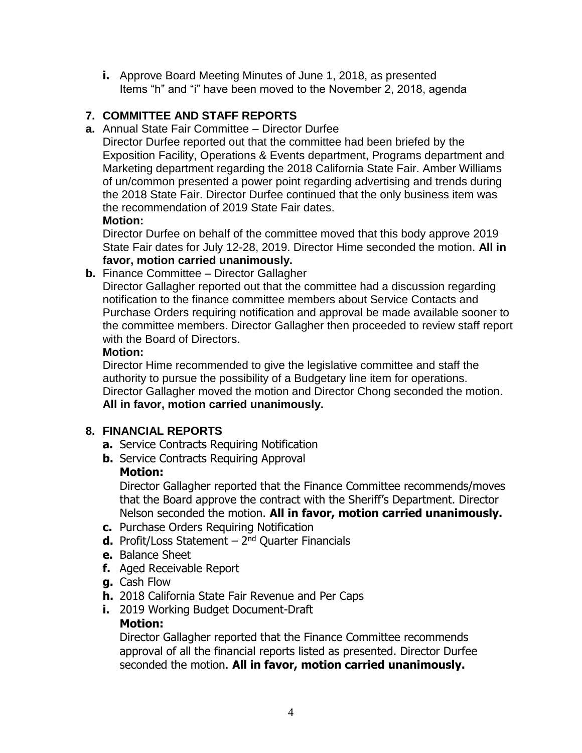**i.** Approve Board Meeting Minutes of June 1, 2018, as presented
Items "h" and "i" have been moved to the November 2, 2018, agenda

## 7. COMMITTEE AND STAFF REPORTS

**a.** Annual State Fair Committee – Director Durfee
Director Durfee reported out that the committee had been briefed by the Exposition Facility, Operations & Events department, Programs department and Marketing department regarding the 2018 California State Fair. Amber Williams of un/common presented a power point regarding advertising and trends during the 2018 State Fair. Director Durfee continued that the only business item was the recommendation of 2019 State Fair dates.
**Motion:**
Director Durfee on behalf of the committee moved that this body approve 2019 State Fair dates for July 12-28, 2019. Director Hime seconded the motion. **All in favor, motion carried unanimously.**

**b.** Finance Committee – Director Gallagher
Director Gallagher reported out that the committee had a discussion regarding notification to the finance committee members about Service Contacts and Purchase Orders requiring notification and approval be made available sooner to the committee members. Director Gallagher then proceeded to review staff report with the Board of Directors.
**Motion:**
Director Hime recommended to give the legislative committee and staff the authority to pursue the possibility of a Budgetary line item for operations. Director Gallagher moved the motion and Director Chong seconded the motion. **All in favor, motion carried unanimously.**

## 8. FINANCIAL REPORTS

**a.** Service Contracts Requiring Notification
**b.** Service Contracts Requiring Approval
**Motion:**
Director Gallagher reported that the Finance Committee recommends/moves that the Board approve the contract with the Sheriff's Department. Director Nelson seconded the motion. **All in favor, motion carried unanimously.**
**c.** Purchase Orders Requiring Notification
**d.** Profit/Loss Statement – 2nd Quarter Financials
**e.** Balance Sheet
**f.** Aged Receivable Report
**g.** Cash Flow
**h.** 2018 California State Fair Revenue and Per Caps
**i.** 2019 Working Budget Document-Draft
**Motion:**
Director Gallagher reported that the Finance Committee recommends approval of all the financial reports listed as presented. Director Durfee seconded the motion. **All in favor, motion carried unanimously.**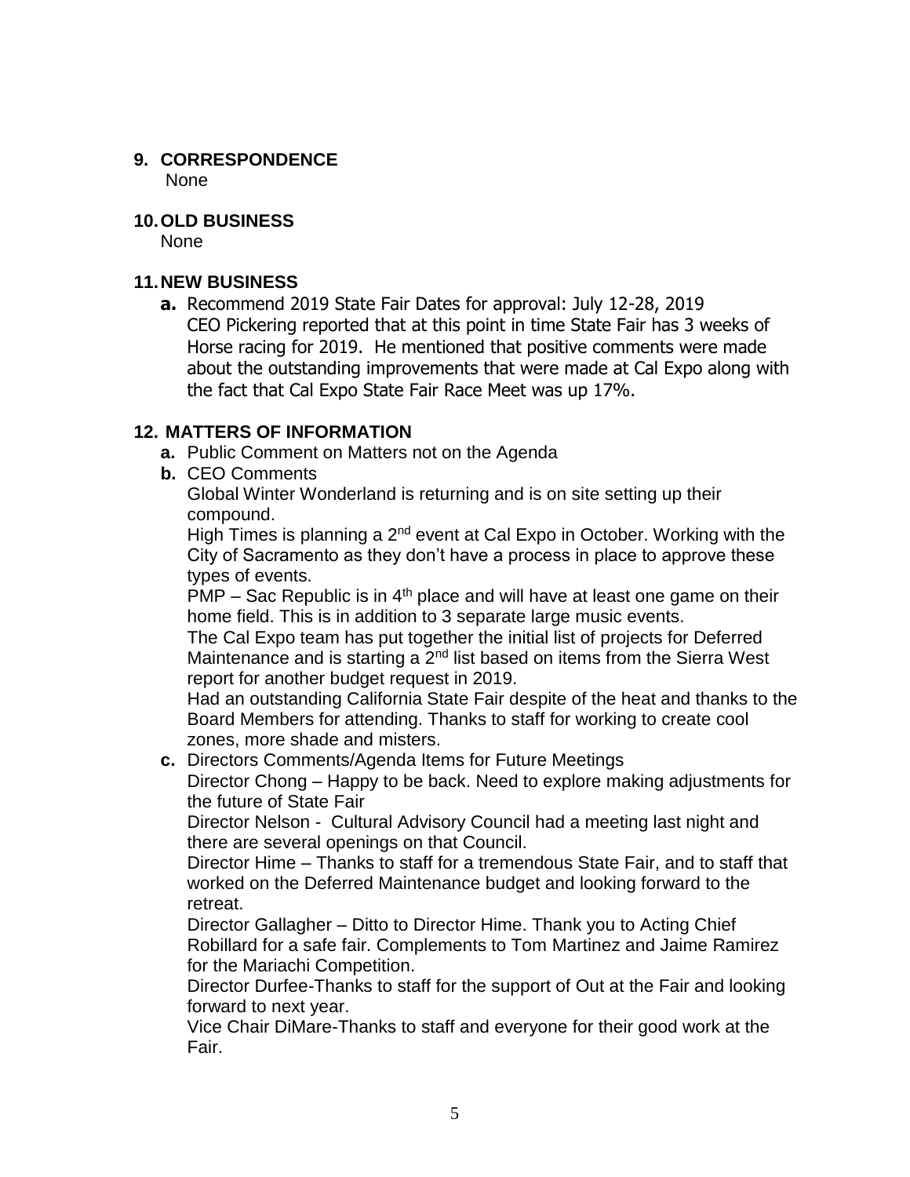## 9. CORRESPONDENCE

None

## 10. OLD BUSINESS

None

## 11. NEW BUSINESS

**a.** Recommend 2019 State Fair Dates for approval: July 12-28, 2019
CEO Pickering reported that at this point in time State Fair has 3 weeks of Horse racing for 2019. He mentioned that positive comments were made about the outstanding improvements that were made at Cal Expo along with the fact that Cal Expo State Fair Race Meet was up 17%.

## 12. MATTERS OF INFORMATION

**a.** Public Comment on Matters not on the Agenda

**b.** CEO Comments
Global Winter Wonderland is returning and is on site setting up their compound.
High Times is planning a 2nd event at Cal Expo in October. Working with the City of Sacramento as they don't have a process in place to approve these types of events.
PMP – Sac Republic is in 4th place and will have at least one game on their home field. This is in addition to 3 separate large music events.
The Cal Expo team has put together the initial list of projects for Deferred Maintenance and is starting a 2nd list based on items from the Sierra West report for another budget request in 2019.
Had an outstanding California State Fair despite of the heat and thanks to the Board Members for attending. Thanks to staff for working to create cool zones, more shade and misters.

**c.** Directors Comments/Agenda Items for Future Meetings
Director Chong – Happy to be back. Need to explore making adjustments for the future of State Fair
Director Nelson - Cultural Advisory Council had a meeting last night and there are several openings on that Council.
Director Hime – Thanks to staff for a tremendous State Fair, and to staff that worked on the Deferred Maintenance budget and looking forward to the retreat.
Director Gallagher – Ditto to Director Hime. Thank you to Acting Chief Robillard for a safe fair. Complements to Tom Martinez and Jaime Ramirez for the Mariachi Competition.
Director Durfee-Thanks to staff for the support of Out at the Fair and looking forward to next year.
Vice Chair DiMare-Thanks to staff and everyone for their good work at the Fair.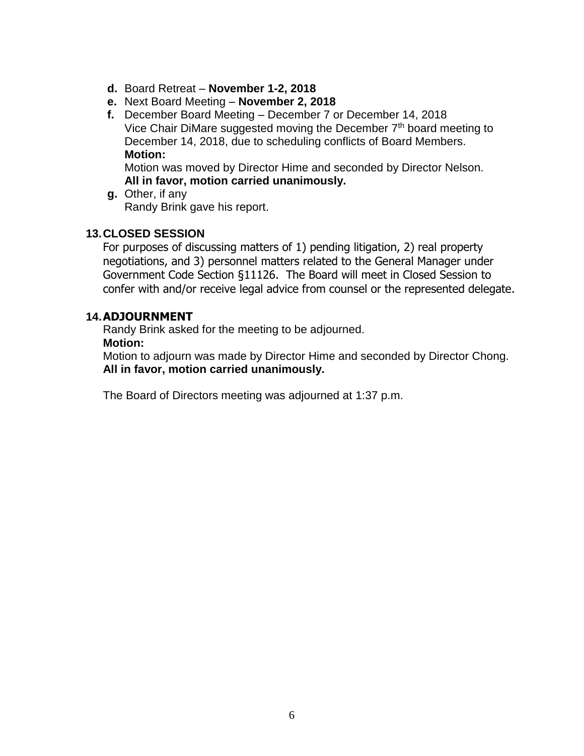d. Board Retreat – **November 1-2, 2018**

e. Next Board Meeting – **November 2, 2018**

f. December Board Meeting – December 7 or December 14, 2018
   Vice Chair DiMare suggested moving the December 7th board meeting to December 14, 2018, due to scheduling conflicts of Board Members.
   **Motion:**
   Motion was moved by Director Hime and seconded by Director Nelson.
   **All in favor, motion carried unanimously.**

g. Other, if any
   Randy Brink gave his report.

## 13. CLOSED SESSION

For purposes of discussing matters of 1) pending litigation, 2) real property negotiations, and 3) personnel matters related to the General Manager under Government Code Section §11126. The Board will meet in Closed Session to confer with and/or receive legal advice from counsel or the represented delegate.

## 14. ADJOURNMENT

Randy Brink asked for the meeting to be adjourned.
**Motion:**
Motion to adjourn was made by Director Hime and seconded by Director Chong.
**All in favor, motion carried unanimously.**

The Board of Directors meeting was adjourned at 1:37 p.m.